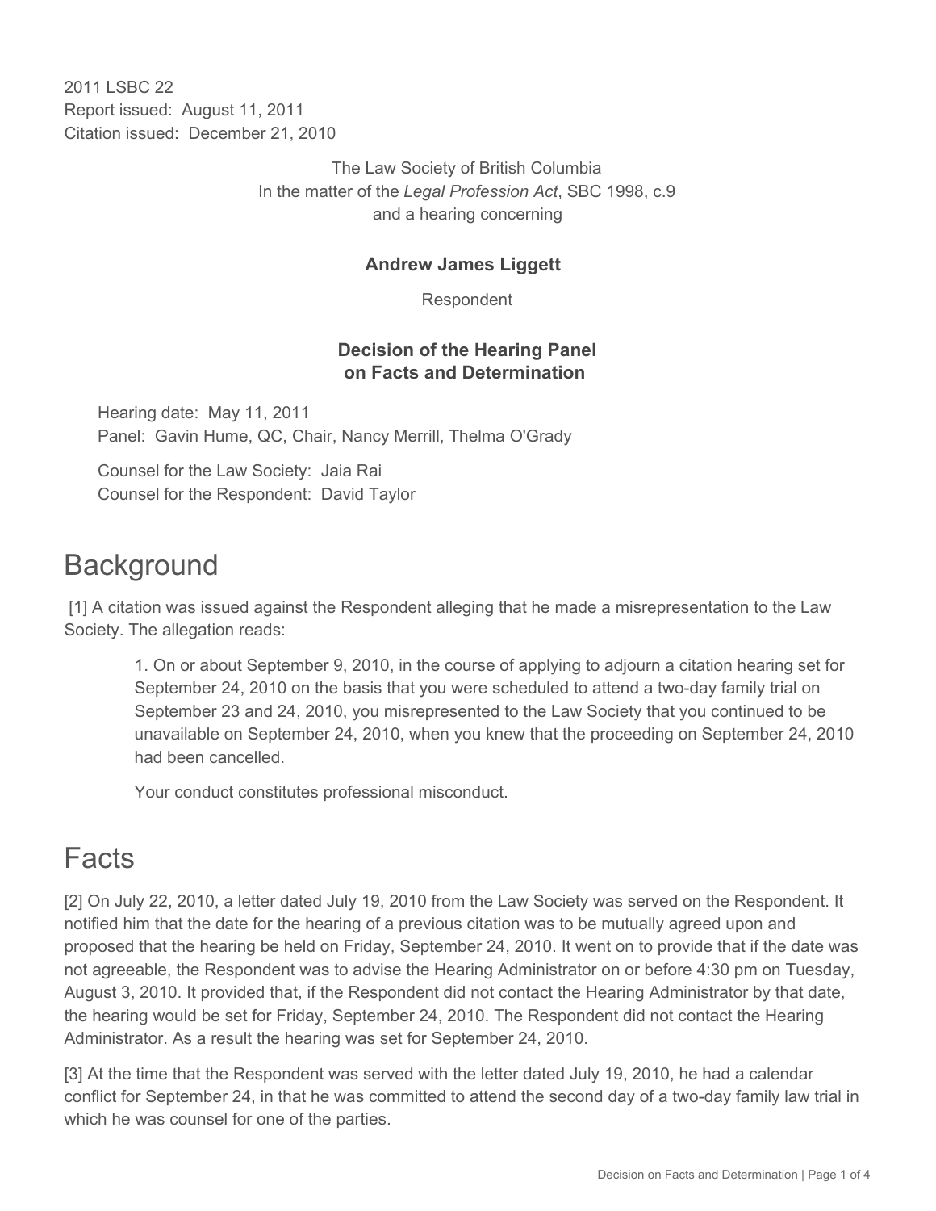2011 LSBC 22
Report issued: August 11, 2011
Citation issued: December 21, 2010

The Law Society of British Columbia
In the matter of the *Legal Profession Act*, SBC 1998, c.9
and a hearing concerning

**Andrew James Liggett**

Respondent

**Decision of the Hearing Panel on Facts and Determination**

Hearing date: May 11, 2011
Panel: Gavin Hume, QC, Chair, Nancy Merrill, Thelma O'Grady

Counsel for the Law Society: Jaia Rai
Counsel for the Respondent: David Taylor

# Background

[1] A citation was issued against the Respondent alleging that he made a misrepresentation to the Law Society. The allegation reads:

> 1. On or about September 9, 2010, in the course of applying to adjourn a citation hearing set for September 24, 2010 on the basis that you were scheduled to attend a two-day family trial on September 23 and 24, 2010, you misrepresented to the Law Society that you continued to be unavailable on September 24, 2010, when you knew that the proceeding on September 24, 2010 had been cancelled.
>
> Your conduct constitutes professional misconduct.

# Facts

[2] On July 22, 2010, a letter dated July 19, 2010 from the Law Society was served on the Respondent. It notified him that the date for the hearing of a previous citation was to be mutually agreed upon and proposed that the hearing be held on Friday, September 24, 2010. It went on to provide that if the date was not agreeable, the Respondent was to advise the Hearing Administrator on or before 4:30 pm on Tuesday, August 3, 2010. It provided that, if the Respondent did not contact the Hearing Administrator by that date, the hearing would be set for Friday, September 24, 2010. The Respondent did not contact the Hearing Administrator. As a result the hearing was set for September 24, 2010.

[3] At the time that the Respondent was served with the letter dated July 19, 2010, he had a calendar conflict for September 24, in that he was committed to attend the second day of a two-day family law trial in which he was counsel for one of the parties.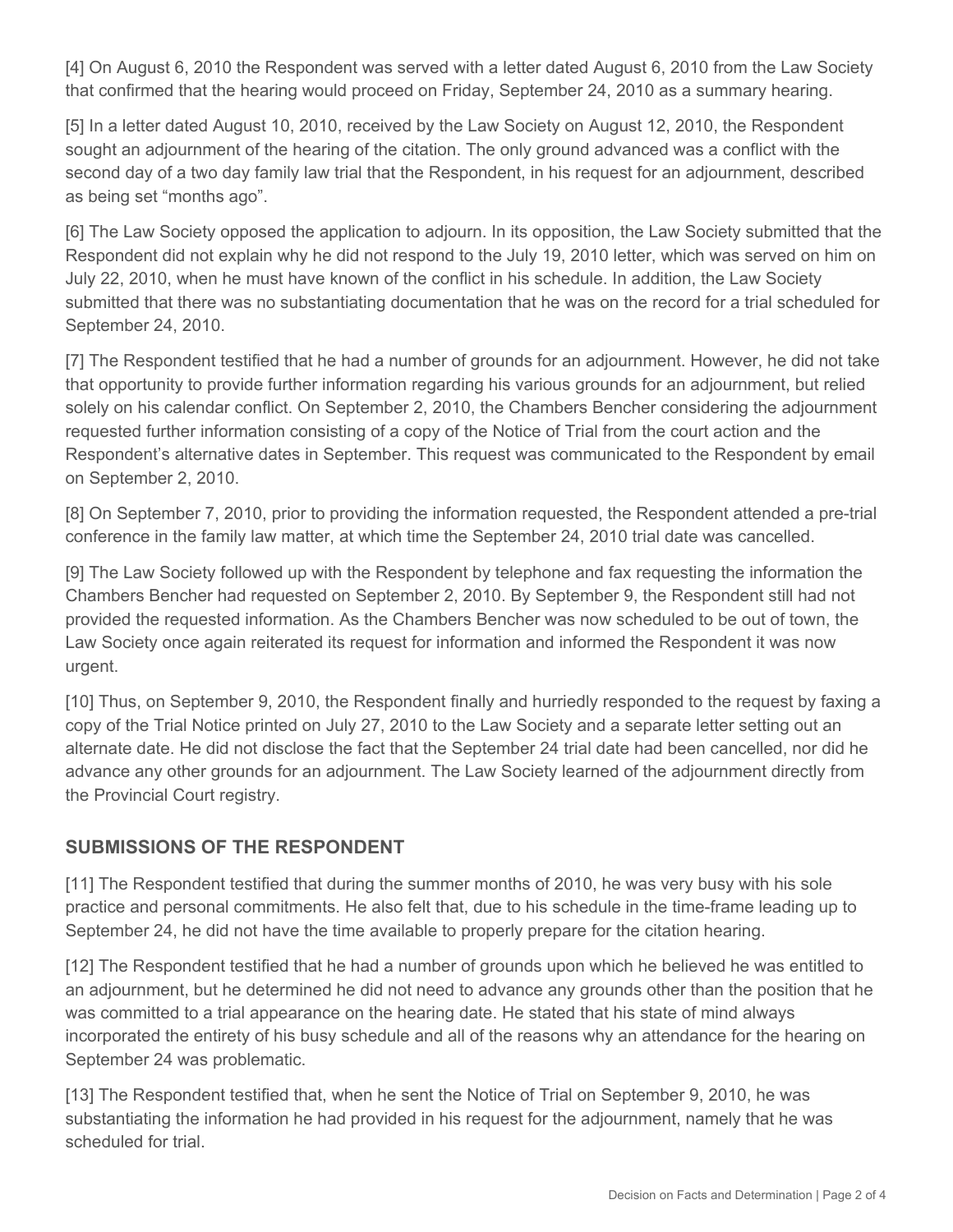[4] On August 6, 2010 the Respondent was served with a letter dated August 6, 2010 from the Law Society that confirmed that the hearing would proceed on Friday, September 24, 2010 as a summary hearing.

[5] In a letter dated August 10, 2010, received by the Law Society on August 12, 2010, the Respondent sought an adjournment of the hearing of the citation. The only ground advanced was a conflict with the second day of a two day family law trial that the Respondent, in his request for an adjournment, described as being set "months ago".

[6] The Law Society opposed the application to adjourn. In its opposition, the Law Society submitted that the Respondent did not explain why he did not respond to the July 19, 2010 letter, which was served on him on July 22, 2010, when he must have known of the conflict in his schedule. In addition, the Law Society submitted that there was no substantiating documentation that he was on the record for a trial scheduled for September 24, 2010.

[7] The Respondent testified that he had a number of grounds for an adjournment. However, he did not take that opportunity to provide further information regarding his various grounds for an adjournment, but relied solely on his calendar conflict. On September 2, 2010, the Chambers Bencher considering the adjournment requested further information consisting of a copy of the Notice of Trial from the court action and the Respondent's alternative dates in September. This request was communicated to the Respondent by email on September 2, 2010.

[8] On September 7, 2010, prior to providing the information requested, the Respondent attended a pre-trial conference in the family law matter, at which time the September 24, 2010 trial date was cancelled.

[9] The Law Society followed up with the Respondent by telephone and fax requesting the information the Chambers Bencher had requested on September 2, 2010. By September 9, the Respondent still had not provided the requested information. As the Chambers Bencher was now scheduled to be out of town, the Law Society once again reiterated its request for information and informed the Respondent it was now urgent.

[10] Thus, on September 9, 2010, the Respondent finally and hurriedly responded to the request by faxing a copy of the Trial Notice printed on July 27, 2010 to the Law Society and a separate letter setting out an alternate date. He did not disclose the fact that the September 24 trial date had been cancelled, nor did he advance any other grounds for an adjournment. The Law Society learned of the adjournment directly from the Provincial Court registry.

## SUBMISSIONS OF THE RESPONDENT

[11] The Respondent testified that during the summer months of 2010, he was very busy with his sole practice and personal commitments. He also felt that, due to his schedule in the time-frame leading up to September 24, he did not have the time available to properly prepare for the citation hearing.

[12] The Respondent testified that he had a number of grounds upon which he believed he was entitled to an adjournment, but he determined he did not need to advance any grounds other than the position that he was committed to a trial appearance on the hearing date. He stated that his state of mind always incorporated the entirety of his busy schedule and all of the reasons why an attendance for the hearing on September 24 was problematic.

[13] The Respondent testified that, when he sent the Notice of Trial on September 9, 2010, he was substantiating the information he had provided in his request for the adjournment, namely that he was scheduled for trial.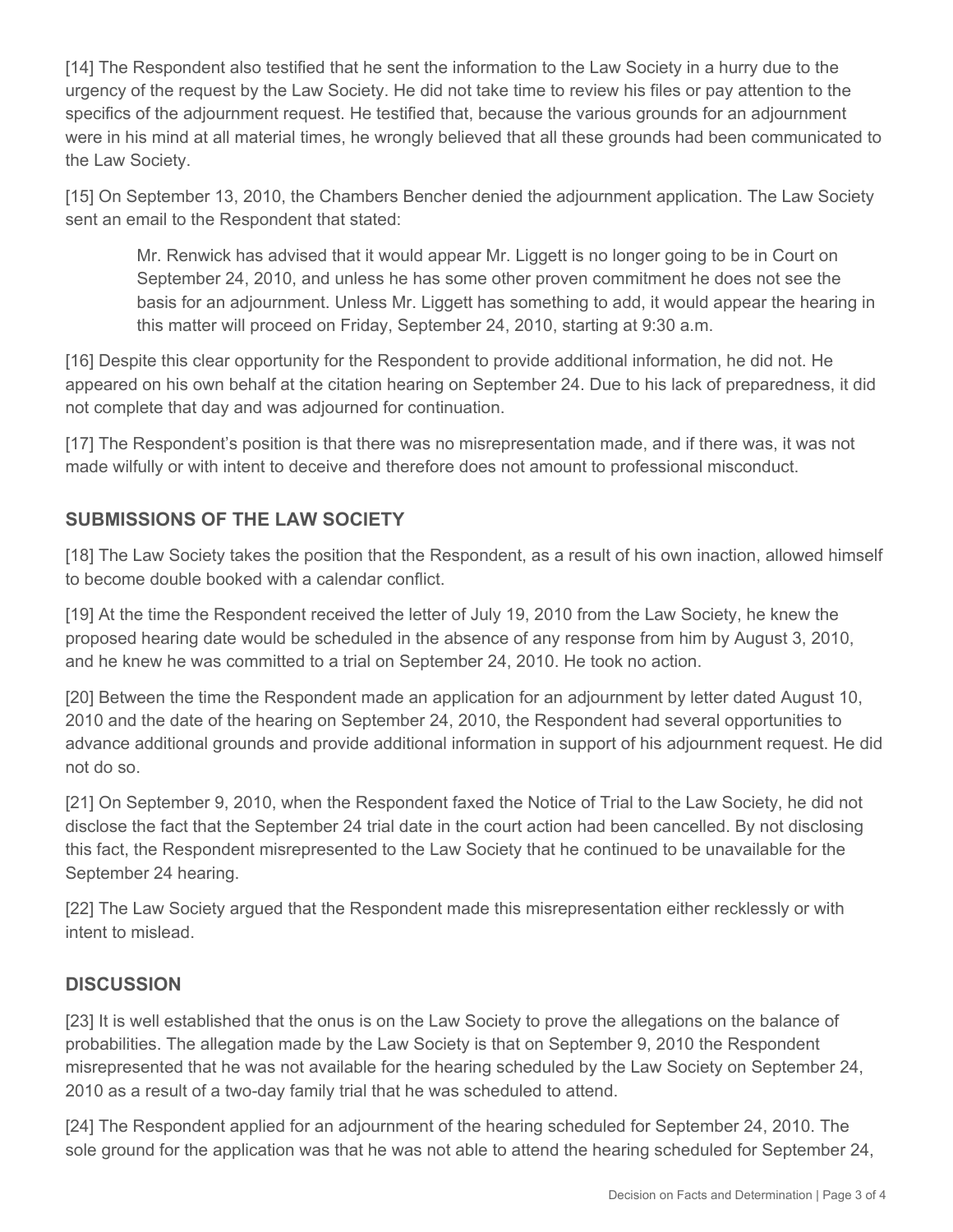[14] The Respondent also testified that he sent the information to the Law Society in a hurry due to the urgency of the request by the Law Society. He did not take time to review his files or pay attention to the specifics of the adjournment request. He testified that, because the various grounds for an adjournment were in his mind at all material times, he wrongly believed that all these grounds had been communicated to the Law Society.

[15] On September 13, 2010, the Chambers Bencher denied the adjournment application. The Law Society sent an email to the Respondent that stated:

> Mr. Renwick has advised that it would appear Mr. Liggett is no longer going to be in Court on September 24, 2010, and unless he has some other proven commitment he does not see the basis for an adjournment. Unless Mr. Liggett has something to add, it would appear the hearing in this matter will proceed on Friday, September 24, 2010, starting at 9:30 a.m.

[16] Despite this clear opportunity for the Respondent to provide additional information, he did not. He appeared on his own behalf at the citation hearing on September 24. Due to his lack of preparedness, it did not complete that day and was adjourned for continuation.

[17] The Respondent's position is that there was no misrepresentation made, and if there was, it was not made wilfully or with intent to deceive and therefore does not amount to professional misconduct.

## SUBMISSIONS OF THE LAW SOCIETY

[18] The Law Society takes the position that the Respondent, as a result of his own inaction, allowed himself to become double booked with a calendar conflict.

[19] At the time the Respondent received the letter of July 19, 2010 from the Law Society, he knew the proposed hearing date would be scheduled in the absence of any response from him by August 3, 2010, and he knew he was committed to a trial on September 24, 2010. He took no action.

[20] Between the time the Respondent made an application for an adjournment by letter dated August 10, 2010 and the date of the hearing on September 24, 2010, the Respondent had several opportunities to advance additional grounds and provide additional information in support of his adjournment request. He did not do so.

[21] On September 9, 2010, when the Respondent faxed the Notice of Trial to the Law Society, he did not disclose the fact that the September 24 trial date in the court action had been cancelled. By not disclosing this fact, the Respondent misrepresented to the Law Society that he continued to be unavailable for the September 24 hearing.

[22] The Law Society argued that the Respondent made this misrepresentation either recklessly or with intent to mislead.

## DISCUSSION

[23] It is well established that the onus is on the Law Society to prove the allegations on the balance of probabilities. The allegation made by the Law Society is that on September 9, 2010 the Respondent misrepresented that he was not available for the hearing scheduled by the Law Society on September 24, 2010 as a result of a two-day family trial that he was scheduled to attend.

[24] The Respondent applied for an adjournment of the hearing scheduled for September 24, 2010. The sole ground for the application was that he was not able to attend the hearing scheduled for September 24,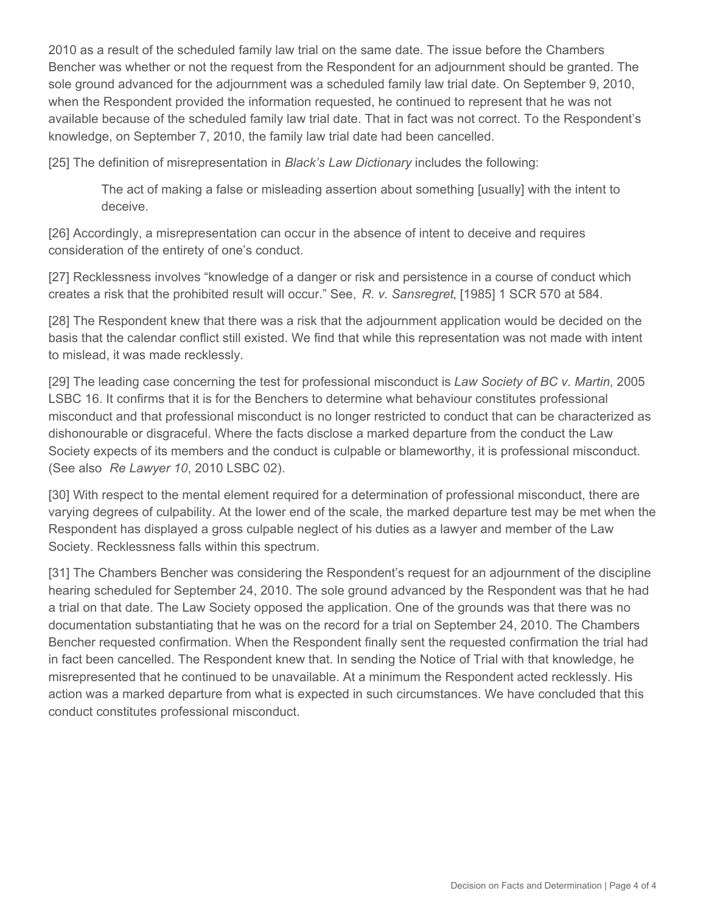2010 as a result of the scheduled family law trial on the same date. The issue before the Chambers Bencher was whether or not the request from the Respondent for an adjournment should be granted. The sole ground advanced for the adjournment was a scheduled family law trial date. On September 9, 2010, when the Respondent provided the information requested, he continued to represent that he was not available because of the scheduled family law trial date. That in fact was not correct. To the Respondent's knowledge, on September 7, 2010, the family law trial date had been cancelled.

[25] The definition of misrepresentation in *Black's Law Dictionary* includes the following:

> The act of making a false or misleading assertion about something [usually] with the intent to deceive.

[26] Accordingly, a misrepresentation can occur in the absence of intent to deceive and requires consideration of the entirety of one's conduct.

[27] Recklessness involves "knowledge of a danger or risk and persistence in a course of conduct which creates a risk that the prohibited result will occur." See, *R. v. Sansregret*, [1985] 1 SCR 570 at 584.

[28] The Respondent knew that there was a risk that the adjournment application would be decided on the basis that the calendar conflict still existed. We find that while this representation was not made with intent to mislead, it was made recklessly.

[29] The leading case concerning the test for professional misconduct is *Law Society of BC v. Martin*, 2005 LSBC 16. It confirms that it is for the Benchers to determine what behaviour constitutes professional misconduct and that professional misconduct is no longer restricted to conduct that can be characterized as dishonourable or disgraceful. Where the facts disclose a marked departure from the conduct the Law Society expects of its members and the conduct is culpable or blameworthy, it is professional misconduct. (See also *Re Lawyer 10*, 2010 LSBC 02).

[30] With respect to the mental element required for a determination of professional misconduct, there are varying degrees of culpability. At the lower end of the scale, the marked departure test may be met when the Respondent has displayed a gross culpable neglect of his duties as a lawyer and member of the Law Society. Recklessness falls within this spectrum.

[31] The Chambers Bencher was considering the Respondent's request for an adjournment of the discipline hearing scheduled for September 24, 2010. The sole ground advanced by the Respondent was that he had a trial on that date. The Law Society opposed the application. One of the grounds was that there was no documentation substantiating that he was on the record for a trial on September 24, 2010. The Chambers Bencher requested confirmation. When the Respondent finally sent the requested confirmation the trial had in fact been cancelled. The Respondent knew that. In sending the Notice of Trial with that knowledge, he misrepresented that he continued to be unavailable. At a minimum the Respondent acted recklessly. His action was a marked departure from what is expected in such circumstances. We have concluded that this conduct constitutes professional misconduct.